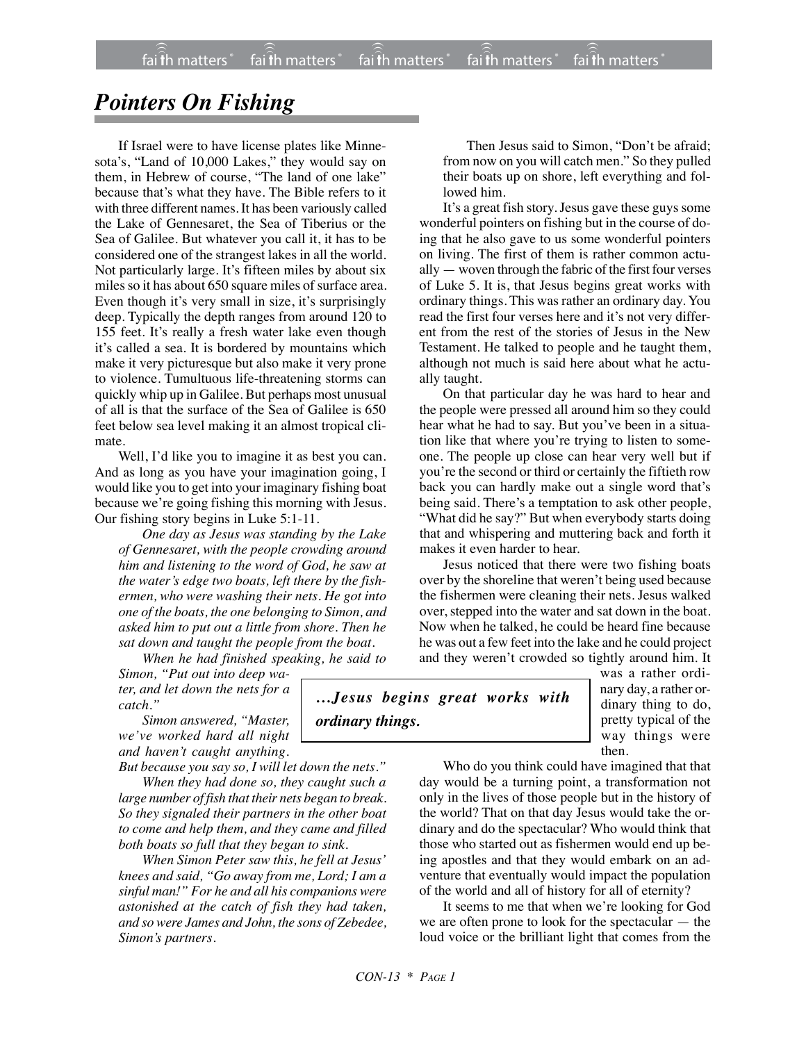# Pointers On Fishing

If Israel were to have license plates like Minnesota's, "Land of 10,000 Lakes," they would say on them, in Hebrew of course, "The land of one lake" because that's what they have. The Bible refers to it with three different names. It has been variously called the Lake of Gennesaret, the Sea of Tiberius or the Sea of Galilee. But whatever you call it, it has to be considered one of the strangest lakes in all the world. Not particularly large. It's fifteen miles by about six miles so it has about 650 square miles of surface area. Even though it's very small in size, it's surprisingly deep. Typically the depth ranges from around 120 to 155 feet. It's really a fresh water lake even though it's called a sea. It is bordered by mountains which make it very picturesque but also make it very prone to violence. Tumultuous life-threatening storms can quickly whip up in Galilee. But perhaps most unusual of all is that the surface of the Sea of Galilee is 650 feet below sea level making it an almost tropical climate.

Well, I'd like you to imagine it as best you can. And as long as you have your imagination going, I would like you to get into your imaginary fishing boat because we're going fishing this morning with Jesus. Our fishing story begins in Luke 5:1-11.

> *One day as Jesus was standing by the Lake of Gennesaret, with the people crowding around him and listening to the word of God, he saw at the water's edge two boats, left there by the fishermen, who were washing their nets. He got into one of the boats, the one belonging to Simon, and asked him to put out a little from shore. Then he sat down and taught the people from the boat.*
>
> *When he had finished speaking, he said to Simon, "Put out into deep water, and let down the nets for a catch."*
>
> *Simon answered, "Master, we've worked hard all night and haven't caught anything. But because you say so, I will let down the nets."*
>
> *When they had done so, they caught such a large number of fish that their nets began to break. So they signaled their partners in the other boat to come and help them, and they came and filled both boats so full that they began to sink.*
>
> *When Simon Peter saw this, he fell at Jesus' knees and said, "Go away from me, Lord; I am a sinful man!" For he and all his companions were astonished at the catch of fish they had taken, and so were James and John, the sons of Zebedee, Simon's partners.*
>
> Then Jesus said to Simon, "Don't be afraid; from now on you will catch men." So they pulled their boats up on shore, left everything and followed him.

It's a great fish story. Jesus gave these guys some wonderful pointers on fishing but in the course of doing that he also gave to us some wonderful pointers on living. The first of them is rather common actually — woven through the fabric of the first four verses of Luke 5. It is, that Jesus begins great works with ordinary things. This was rather an ordinary day. You read the first four verses here and it's not very different from the rest of the stories of Jesus in the New Testament. He talked to people and he taught them, although not much is said here about what he actually taught.

On that particular day he was hard to hear and the people were pressed all around him so they could hear what he had to say. But you've been in a situation like that where you're trying to listen to someone. The people up close can hear very well but if you're the second or third or certainly the fiftieth row back you can hardly make out a single word that's being said. There's a temptation to ask other people, "What did he say?" But when everybody starts doing that and whispering and muttering back and forth it makes it even harder to hear.

Jesus noticed that there were two fishing boats over by the shoreline that weren't being used because the fishermen were cleaning their nets. Jesus walked over, stepped into the water and sat down in the boat. Now when he talked, he could be heard fine because he was out a few feet into the lake and he could project and they weren't crowded so tightly around him. It was a rather ordinary day, a rather ordinary thing to do, pretty typical of the way things were then.

> ***…Jesus begins great works with ordinary things.***

Who do you think could have imagined that that day would be a turning point, a transformation not only in the lives of those people but in the history of the world? That on that day Jesus would take the ordinary and do the spectacular? Who would think that those who started out as fishermen would end up being apostles and that they would embark on an adventure that eventually would impact the population of the world and all of history for all of eternity?

It seems to me that when we're looking for God we are often prone to look for the spectacular — the loud voice or the brilliant light that comes from the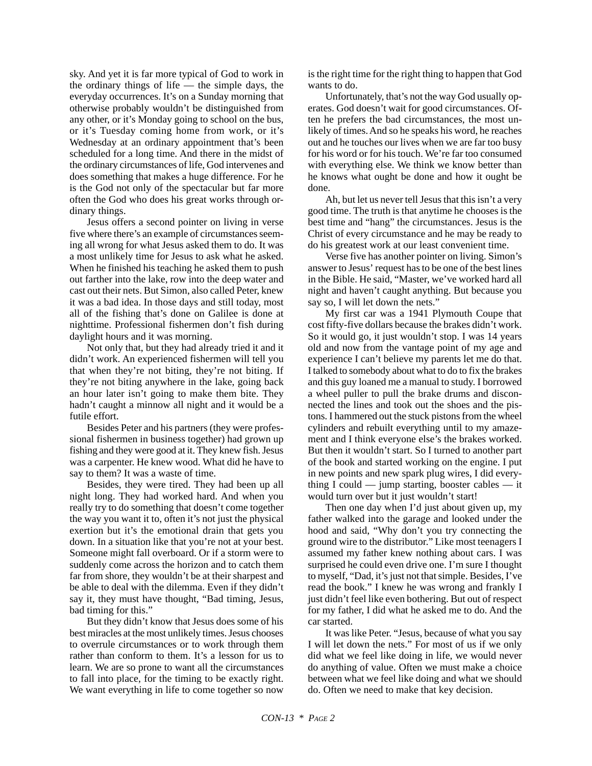sky. And yet it is far more typical of God to work in the ordinary things of life — the simple days, the everyday occurrences. It's on a Sunday morning that otherwise probably wouldn't be distinguished from any other, or it's Monday going to school on the bus, or it's Tuesday coming home from work, or it's Wednesday at an ordinary appointment that's been scheduled for a long time. And there in the midst of the ordinary circumstances of life, God intervenes and does something that makes a huge difference. For he is the God not only of the spectacular but far more often the God who does his great works through ordinary things.

Jesus offers a second pointer on living in verse five where there's an example of circumstances seeming all wrong for what Jesus asked them to do. It was a most unlikely time for Jesus to ask what he asked. When he finished his teaching he asked them to push out farther into the lake, row into the deep water and cast out their nets. But Simon, also called Peter, knew it was a bad idea. In those days and still today, most all of the fishing that's done on Galilee is done at nighttime. Professional fishermen don't fish during daylight hours and it was morning.

Not only that, but they had already tried it and it didn't work. An experienced fishermen will tell you that when they're not biting, they're not biting. If they're not biting anywhere in the lake, going back an hour later isn't going to make them bite. They hadn't caught a minnow all night and it would be a futile effort.

Besides Peter and his partners (they were professional fishermen in business together) had grown up fishing and they were good at it. They knew fish. Jesus was a carpenter. He knew wood. What did he have to say to them? It was a waste of time.

Besides, they were tired. They had been up all night long. They had worked hard. And when you really try to do something that doesn't come together the way you want it to, often it's not just the physical exertion but it's the emotional drain that gets you down. In a situation like that you're not at your best. Someone might fall overboard. Or if a storm were to suddenly come across the horizon and to catch them far from shore, they wouldn't be at their sharpest and be able to deal with the dilemma. Even if they didn't say it, they must have thought, "Bad timing, Jesus, bad timing for this."

But they didn't know that Jesus does some of his best miracles at the most unlikely times. Jesus chooses to overrule circumstances or to work through them rather than conform to them. It's a lesson for us to learn. We are so prone to want all the circumstances to fall into place, for the timing to be exactly right. We want everything in life to come together so now is the right time for the right thing to happen that God wants to do.

Unfortunately, that's not the way God usually operates. God doesn't wait for good circumstances. Often he prefers the bad circumstances, the most unlikely of times. And so he speaks his word, he reaches out and he touches our lives when we are far too busy for his word or for his touch. We're far too consumed with everything else. We think we know better than he knows what ought be done and how it ought be done.

Ah, but let us never tell Jesus that this isn't a very good time. The truth is that anytime he chooses is the best time and "hang" the circumstances. Jesus is the Christ of every circumstance and he may be ready to do his greatest work at our least convenient time.

Verse five has another pointer on living. Simon's answer to Jesus' request has to be one of the best lines in the Bible. He said, "Master, we've worked hard all night and haven't caught anything. But because you say so, I will let down the nets."

My first car was a 1941 Plymouth Coupe that cost fifty-five dollars because the brakes didn't work. So it would go, it just wouldn't stop. I was 14 years old and now from the vantage point of my age and experience I can't believe my parents let me do that. I talked to somebody about what to do to fix the brakes and this guy loaned me a manual to study. I borrowed a wheel puller to pull the brake drums and disconnected the lines and took out the shoes and the pistons. I hammered out the stuck pistons from the wheel cylinders and rebuilt everything until to my amazement and I think everyone else's the brakes worked. But then it wouldn't start. So I turned to another part of the book and started working on the engine. I put in new points and new spark plug wires, I did everything I could — jump starting, booster cables — it would turn over but it just wouldn't start!

Then one day when I'd just about given up, my father walked into the garage and looked under the hood and said, "Why don't you try connecting the ground wire to the distributor." Like most teenagers I assumed my father knew nothing about cars. I was surprised he could even drive one. I'm sure I thought to myself, "Dad, it's just not that simple. Besides, I've read the book." I knew he was wrong and frankly I just didn't feel like even bothering. But out of respect for my father, I did what he asked me to do. And the car started.

It was like Peter. "Jesus, because of what you say I will let down the nets." For most of us if we only did what we feel like doing in life, we would never do anything of value. Often we must make a choice between what we feel like doing and what we should do. Often we need to make that key decision.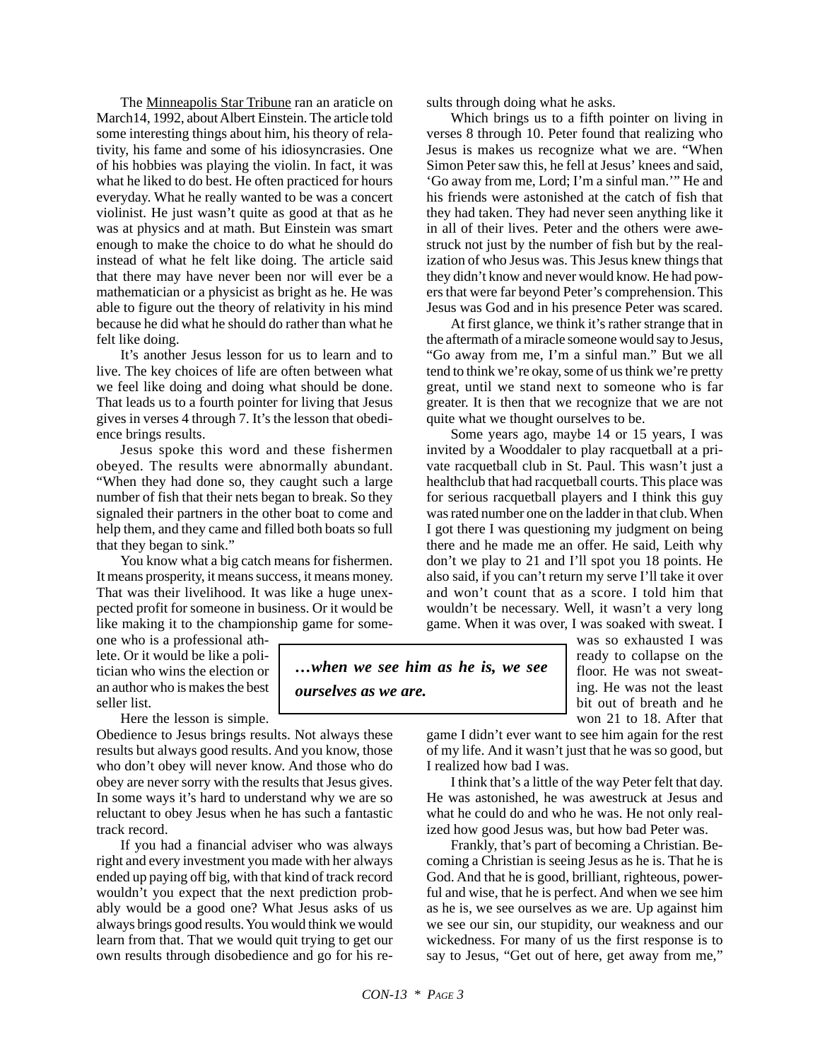The Minneapolis Star Tribune ran an araticle on March14, 1992, about Albert Einstein. The article told some interesting things about him, his theory of relativity, his fame and some of his idiosyncrasies. One of his hobbies was playing the violin. In fact, it was what he liked to do best. He often practiced for hours everyday. What he really wanted to be was a concert violinist. He just wasn't quite as good at that as he was at physics and at math. But Einstein was smart enough to make the choice to do what he should do instead of what he felt like doing. The article said that there may have never been nor will ever be a mathematician or a physicist as bright as he. He was able to figure out the theory of relativity in his mind because he did what he should do rather than what he felt like doing.

It's another Jesus lesson for us to learn and to live. The key choices of life are often between what we feel like doing and doing what should be done. That leads us to a fourth pointer for living that Jesus gives in verses 4 through 7. It's the lesson that obedience brings results.

Jesus spoke this word and these fishermen obeyed. The results were abnormally abundant. "When they had done so, they caught such a large number of fish that their nets began to break. So they signaled their partners in the other boat to come and help them, and they came and filled both boats so full that they began to sink."

You know what a big catch means for fishermen. It means prosperity, it means success, it means money. That was their livelihood. It was like a huge unexpected profit for someone in business. Or it would be like making it to the championship game for someone who is a professional athlete. Or it would be like a politician who wins the election or an author who is makes the best seller list.

Here the lesson is simple. Obedience to Jesus brings results. Not always these results but always good results. And you know, those who don't obey will never know. And those who do obey are never sorry with the results that Jesus gives. In some ways it's hard to understand why we are so reluctant to obey Jesus when he has such a fantastic track record.

If you had a financial adviser who was always right and every investment you made with her always ended up paying off big, with that kind of track record wouldn't you expect that the next prediction probably would be a good one? What Jesus asks of us always brings good results. You would think we would learn from that. That we would quit trying to get our own results through disobedience and go for his results through doing what he asks.

Which brings us to a fifth pointer on living in verses 8 through 10. Peter found that realizing who Jesus is makes us recognize what we are. "When Simon Peter saw this, he fell at Jesus' knees and said, 'Go away from me, Lord; I'm a sinful man.'" He and his friends were astonished at the catch of fish that they had taken. They had never seen anything like it in all of their lives. Peter and the others were awestruck not just by the number of fish but by the realization of who Jesus was. This Jesus knew things that they didn't know and never would know. He had powers that were far beyond Peter's comprehension. This Jesus was God and in his presence Peter was scared.

At first glance, we think it's rather strange that in the aftermath of a miracle someone would say to Jesus, "Go away from me, I'm a sinful man." But we all tend to think we're okay, some of us think we're pretty great, until we stand next to someone who is far greater. It is then that we recognize that we are not quite what we thought ourselves to be.

Some years ago, maybe 14 or 15 years, I was invited by a Wooddaler to play racquetball at a private racquetball club in St. Paul. This wasn't just a healthclub that had racquetball courts. This place was for serious racquetball players and I think this guy was rated number one on the ladder in that club. When I got there I was questioning my judgment on being there and he made me an offer. He said, Leith why don't we play to 21 and I'll spot you 18 points. He also said, if you can't return my serve I'll take it over and won't count that as a score. I told him that wouldn't be necessary. Well, it wasn't a very long game. When it was over, I was soaked with sweat. I was so exhausted I was ready to collapse on the floor. He was not sweating. He was not the least bit out of breath and he won 21 to 18. After that game I didn't ever want to see him again for the rest of my life. And it wasn't just that he was so good, but I realized how bad I was.

> ***…when we see him as he is, we see ourselves as we are.***

I think that's a little of the way Peter felt that day. He was astonished, he was awestruck at Jesus and what he could do and who he was. He not only realized how good Jesus was, but how bad Peter was.

Frankly, that's part of becoming a Christian. Becoming a Christian is seeing Jesus as he is. That he is God. And that he is good, brilliant, righteous, powerful and wise, that he is perfect. And when we see him as he is, we see ourselves as we are. Up against him we see our sin, our stupidity, our weakness and our wickedness. For many of us the first response is to say to Jesus, "Get out of here, get away from me,"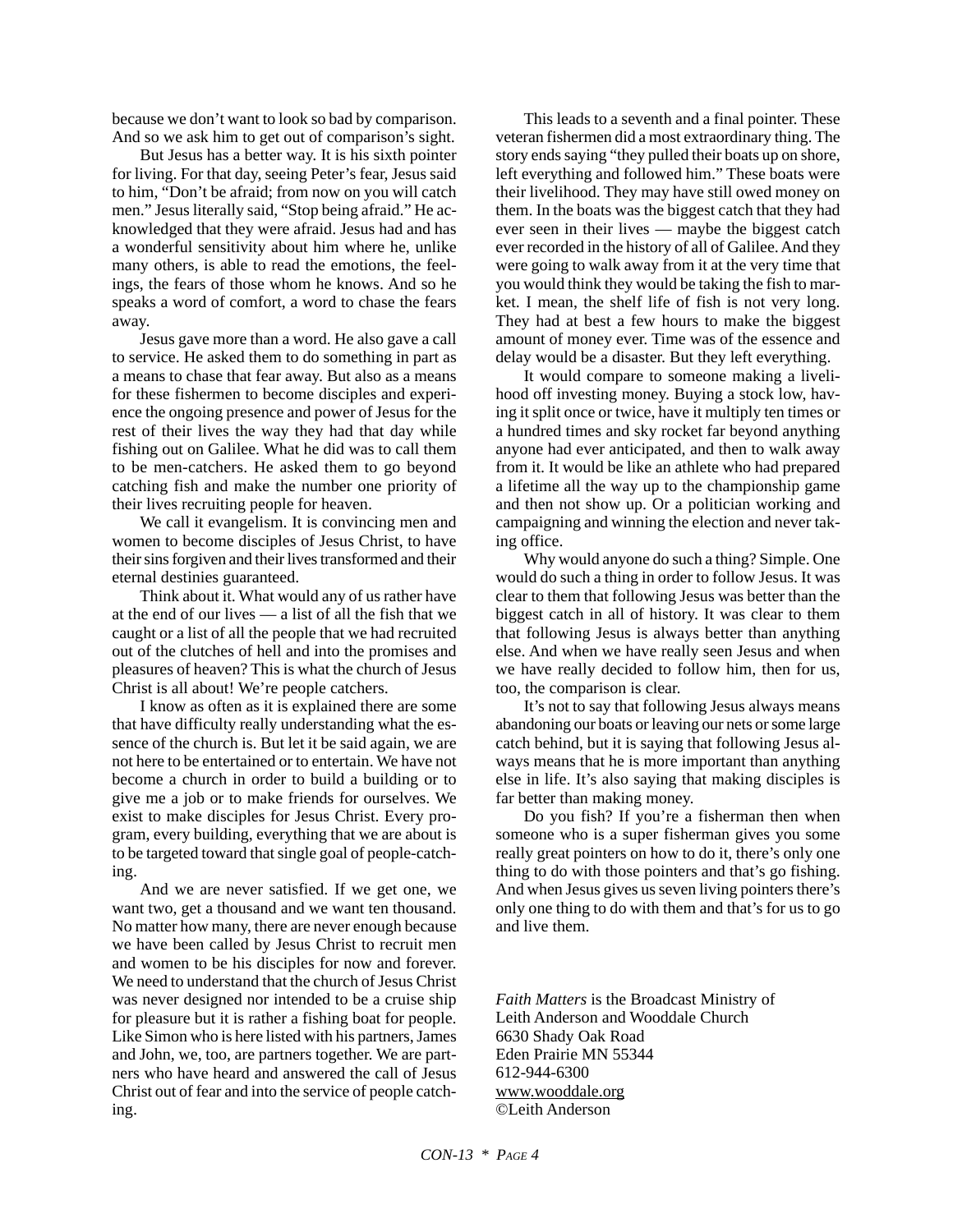because we don't want to look so bad by comparison. And so we ask him to get out of comparison's sight.

But Jesus has a better way. It is his sixth pointer for living. For that day, seeing Peter's fear, Jesus said to him, "Don't be afraid; from now on you will catch men." Jesus literally said, "Stop being afraid." He acknowledged that they were afraid. Jesus had and has a wonderful sensitivity about him where he, unlike many others, is able to read the emotions, the feelings, the fears of those whom he knows. And so he speaks a word of comfort, a word to chase the fears away.

Jesus gave more than a word. He also gave a call to service. He asked them to do something in part as a means to chase that fear away. But also as a means for these fishermen to become disciples and experience the ongoing presence and power of Jesus for the rest of their lives the way they had that day while fishing out on Galilee. What he did was to call them to be men-catchers. He asked them to go beyond catching fish and make the number one priority of their lives recruiting people for heaven.

We call it evangelism. It is convincing men and women to become disciples of Jesus Christ, to have their sins forgiven and their lives transformed and their eternal destinies guaranteed.

Think about it. What would any of us rather have at the end of our lives — a list of all the fish that we caught or a list of all the people that we had recruited out of the clutches of hell and into the promises and pleasures of heaven? This is what the church of Jesus Christ is all about! We're people catchers.

I know as often as it is explained there are some that have difficulty really understanding what the essence of the church is. But let it be said again, we are not here to be entertained or to entertain. We have not become a church in order to build a building or to give me a job or to make friends for ourselves. We exist to make disciples for Jesus Christ. Every program, every building, everything that we are about is to be targeted toward that single goal of people-catching.

And we are never satisfied. If we get one, we want two, get a thousand and we want ten thousand. No matter how many, there are never enough because we have been called by Jesus Christ to recruit men and women to be his disciples for now and forever. We need to understand that the church of Jesus Christ was never designed nor intended to be a cruise ship for pleasure but it is rather a fishing boat for people. Like Simon who is here listed with his partners, James and John, we, too, are partners together. We are partners who have heard and answered the call of Jesus Christ out of fear and into the service of people catching.

This leads to a seventh and a final pointer. These veteran fishermen did a most extraordinary thing. The story ends saying "they pulled their boats up on shore, left everything and followed him." These boats were their livelihood. They may have still owed money on them. In the boats was the biggest catch that they had ever seen in their lives — maybe the biggest catch ever recorded in the history of all of Galilee. And they were going to walk away from it at the very time that you would think they would be taking the fish to market. I mean, the shelf life of fish is not very long. They had at best a few hours to make the biggest amount of money ever. Time was of the essence and delay would be a disaster. But they left everything.

It would compare to someone making a livelihood off investing money. Buying a stock low, having it split once or twice, have it multiply ten times or a hundred times and sky rocket far beyond anything anyone had ever anticipated, and then to walk away from it. It would be like an athlete who had prepared a lifetime all the way up to the championship game and then not show up. Or a politician working and campaigning and winning the election and never taking office.

Why would anyone do such a thing? Simple. One would do such a thing in order to follow Jesus. It was clear to them that following Jesus was better than the biggest catch in all of history. It was clear to them that following Jesus is always better than anything else. And when we have really seen Jesus and when we have really decided to follow him, then for us, too, the comparison is clear.

It's not to say that following Jesus always means abandoning our boats or leaving our nets or some large catch behind, but it is saying that following Jesus always means that he is more important than anything else in life. It's also saying that making disciples is far better than making money.

Do you fish? If you're a fisherman then when someone who is a super fisherman gives you some really great pointers on how to do it, there's only one thing to do with those pointers and that's go fishing. And when Jesus gives us seven living pointers there's only one thing to do with them and that's for us to go and live them.

*Faith Matters* is the Broadcast Ministry of
Leith Anderson and Wooddale Church
6630 Shady Oak Road
Eden Prairie MN 55344
612-944-6300
www.wooddale.org
©Leith Anderson